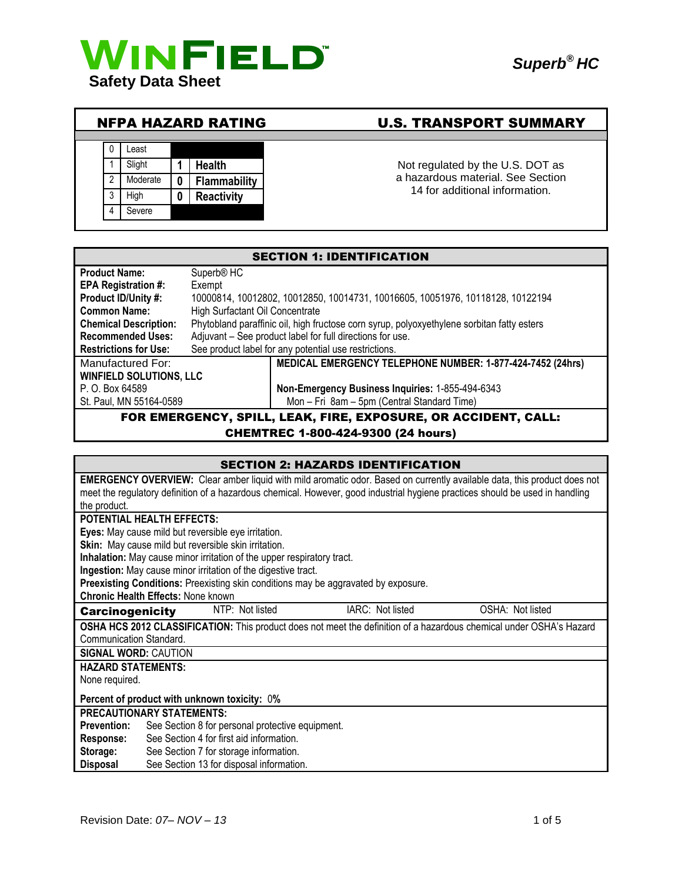# WINFIELD™

## Safety Data Sheet

*Superb® HC*

## NFPA HAZARD RATING

| | | | |
|---|---|---|---|
| 0 | Least | | |
| 1 | Slight | 1 | Health |
| 2 | Moderate | 0 | Flammability |
| 3 | High | 0 | Reactivity |
| 4 | Severe | | |

## U.S. TRANSPORT SUMMARY

Not regulated by the U.S. DOT as a hazardous material. See Section 14 for additional information.

## SECTION 1: IDENTIFICATION

| | |
|---|---|
| **Product Name:** | Superb® HC |
| **EPA Registration #:** | Exempt |
| **Product ID/Unity #:** | 10000814, 10012802, 10012850, 10014731, 10016605, 10051976, 10118128, 10122194 |
| **Common Name:** | High Surfactant Oil Concentrate |
| **Chemical Description:** | Phytobland paraffinic oil, high fructose corn syrup, polyoxyethylene sorbitan fatty esters |
| **Recommended Uses:** | Adjuvant – See product label for full directions for use. |
| **Restrictions for Use:** | See product label for any potential use restrictions. |

| | |
|---|---|
| Manufactured For: | **MEDICAL EMERGENCY TELEPHONE NUMBER: 1-877-424-7452 (24hrs)** |
| **WINFIELD SOLUTIONS, LLC** | |
| P. O. Box 64589 | **Non-Emergency Business Inquiries:** 1-855-494-6343 |
| St. Paul, MN 55164-0589 | Mon – Fri 8am – 5pm (Central Standard Time) |

**FOR EMERGENCY, SPILL, LEAK, FIRE, EXPOSURE, OR ACCIDENT, CALL: CHEMTREC 1-800-424-9300 (24 hours)**

## SECTION 2: HAZARDS IDENTIFICATION

**EMERGENCY OVERVIEW:** Clear amber liquid with mild aromatic odor. Based on currently available data, this product does not meet the regulatory definition of a hazardous chemical. However, good industrial hygiene practices should be used in handling the product.

**POTENTIAL HEALTH EFFECTS:**

**Eyes:** May cause mild but reversible eye irritation.
**Skin:** May cause mild but reversible skin irritation.
**Inhalation:** May cause minor irritation of the upper respiratory tract.
**Ingestion:** May cause minor irritation of the digestive tract.
**Preexisting Conditions:** Preexisting skin conditions may be aggravated by exposure.
**Chronic Health Effects:** None known

| **Carcinogenicity** | NTP: Not listed | IARC: Not listed | OSHA: Not listed |
|---|---|---|---|

**OSHA HCS 2012 CLASSIFICATION:** This product does not meet the definition of a hazardous chemical under OSHA's Hazard Communication Standard.

**SIGNAL WORD:** CAUTION

**HAZARD STATEMENTS:**
None required.

**Percent of product with unknown toxicity:** 0**%**

**PRECAUTIONARY STATEMENTS:**

| | |
|---|---|
| **Prevention:** | See Section 8 for personal protective equipment. |
| **Response:** | See Section 4 for first aid information. |
| **Storage:** | See Section 7 for storage information. |
| **Disposal** | See Section 13 for disposal information. |

Revision Date: *07– NOV – 13*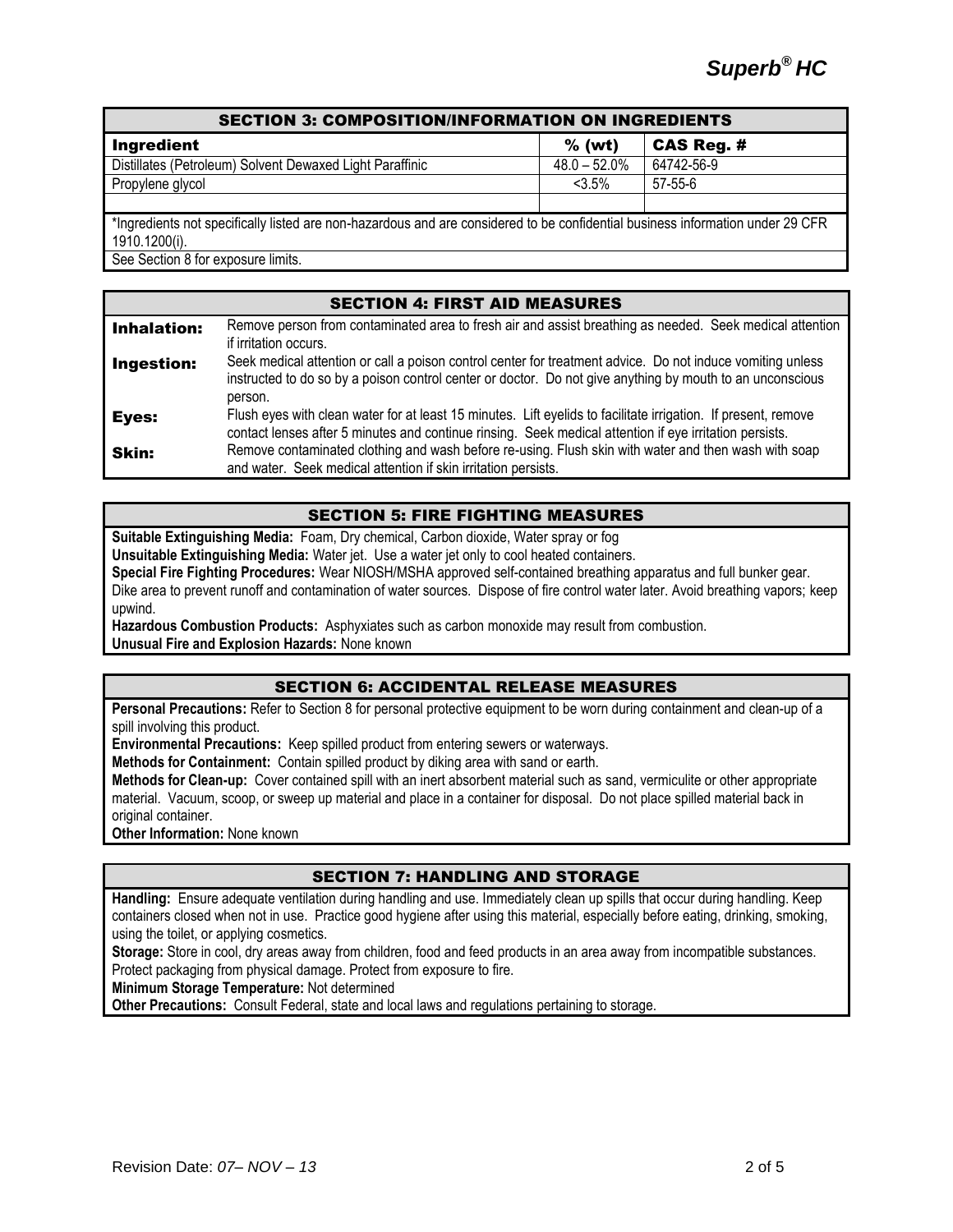## SECTION 3: COMPOSITION/INFORMATION ON INGREDIENTS

| Ingredient | % (wt) | CAS Reg. # |
|---|---|---|
| Distillates (Petroleum) Solvent Dewaxed Light Paraffinic | 48.0 – 52.0% | 64742-56-9 |
| Propylene glycol | <3.5% | 57-55-6 |
| | | |

*Ingredients not specifically listed are non-hazardous and are considered to be confidential business information under 29 CFR 1910.1200(i).

See Section 8 for exposure limits.

## SECTION 4: FIRST AID MEASURES

**Inhalation:** Remove person from contaminated area to fresh air and assist breathing as needed. Seek medical attention if irritation occurs.

**Ingestion:** Seek medical attention or call a poison control center for treatment advice. Do not induce vomiting unless instructed to do so by a poison control center or doctor. Do not give anything by mouth to an unconscious person.

**Eyes:** Flush eyes with clean water for at least 15 minutes. Lift eyelids to facilitate irrigation. If present, remove contact lenses after 5 minutes and continue rinsing. Seek medical attention if eye irritation persists.

**Skin:** Remove contaminated clothing and wash before re-using. Flush skin with water and then wash with soap and water. Seek medical attention if skin irritation persists.

## SECTION 5: FIRE FIGHTING MEASURES

**Suitable Extinguishing Media:** Foam, Dry chemical, Carbon dioxide, Water spray or fog

**Unsuitable Extinguishing Media:** Water jet. Use a water jet only to cool heated containers.

**Special Fire Fighting Procedures:** Wear NIOSH/MSHA approved self-contained breathing apparatus and full bunker gear. Dike area to prevent runoff and contamination of water sources. Dispose of fire control water later. Avoid breathing vapors; keep upwind.

**Hazardous Combustion Products:** Asphyxiates such as carbon monoxide may result from combustion.

**Unusual Fire and Explosion Hazards:** None known

## SECTION 6: ACCIDENTAL RELEASE MEASURES

**Personal Precautions:** Refer to Section 8 for personal protective equipment to be worn during containment and clean-up of a spill involving this product.

**Environmental Precautions:** Keep spilled product from entering sewers or waterways.

**Methods for Containment:** Contain spilled product by diking area with sand or earth.

**Methods for Clean-up:** Cover contained spill with an inert absorbent material such as sand, vermiculite or other appropriate material. Vacuum, scoop, or sweep up material and place in a container for disposal. Do not place spilled material back in original container.

**Other Information:** None known

## SECTION 7: HANDLING AND STORAGE

**Handling:** Ensure adequate ventilation during handling and use. Immediately clean up spills that occur during handling. Keep containers closed when not in use. Practice good hygiene after using this material, especially before eating, drinking, smoking, using the toilet, or applying cosmetics.

**Storage:** Store in cool, dry areas away from children, food and feed products in an area away from incompatible substances. Protect packaging from physical damage. Protect from exposure to fire.

**Minimum Storage Temperature:** Not determined

**Other Precautions:** Consult Federal, state and local laws and regulations pertaining to storage.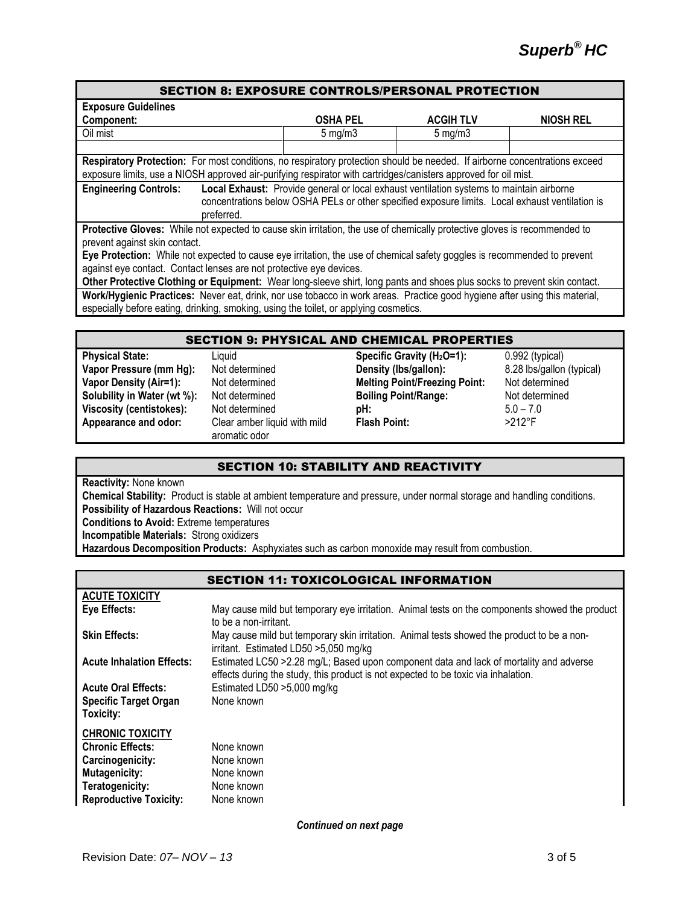## SECTION 8: EXPOSURE CONTROLS/PERSONAL PROTECTION

**Exposure Guidelines**

| Component: | OSHA PEL | ACGIH TLV | NIOSH REL |
|---|---|---|---|
| Oil mist | 5 mg/m3 | 5 mg/m3 | |
| | | | |

**Respiratory Protection:** For most conditions, no respiratory protection should be needed. If airborne concentrations exceed exposure limits, use a NIOSH approved air-purifying respirator with cartridges/canisters approved for oil mist.

**Engineering Controls:** **Local Exhaust:** Provide general or local exhaust ventilation systems to maintain airborne concentrations below OSHA PELs or other specified exposure limits. Local exhaust ventilation is preferred.

**Protective Gloves:** While not expected to cause skin irritation, the use of chemically protective gloves is recommended to prevent against skin contact.

**Eye Protection:** While not expected to cause eye irritation, the use of chemical safety goggles is recommended to prevent against eye contact. Contact lenses are not protective eye devices.

**Other Protective Clothing or Equipment:** Wear long-sleeve shirt, long pants and shoes plus socks to prevent skin contact.

**Work/Hygienic Practices:** Never eat, drink, nor use tobacco in work areas. Practice good hygiene after using this material, especially before eating, drinking, smoking, using the toilet, or applying cosmetics.

## SECTION 9: PHYSICAL AND CHEMICAL PROPERTIES

| | | | |
|---|---|---|---|
| **Physical State:** | Liquid | **Specific Gravity ($H_2O$=1):** | 0.992 (typical) |
| **Vapor Pressure (mm Hg):** | Not determined | **Density (lbs/gallon):** | 8.28 lbs/gallon (typical) |
| **Vapor Density (Air=1):** | Not determined | **Melting Point/Freezing Point:** | Not determined |
| **Solubility in Water (wt %):** | Not determined | **Boiling Point/Range:** | Not determined |
| **Viscosity (centistokes):** | Not determined | **pH:** | 5.0 – 7.0 |
| **Appearance and odor:** | Clear amber liquid with mild aromatic odor | **Flash Point:** | >212°F |

## SECTION 10: STABILITY AND REACTIVITY

**Reactivity:** None known

**Chemical Stability:** Product is stable at ambient temperature and pressure, under normal storage and handling conditions.

**Possibility of Hazardous Reactions:** Will not occur

**Conditions to Avoid:** Extreme temperatures

**Incompatible Materials:** Strong oxidizers

**Hazardous Decomposition Products:** Asphyxiates such as carbon monoxide may result from combustion.

## SECTION 11: TOXICOLOGICAL INFORMATION

**ACUTE TOXICITY**

**Eye Effects:** May cause mild but temporary eye irritation. Animal tests on the components showed the product to be a non-irritant.

**Skin Effects:** May cause mild but temporary skin irritation. Animal tests showed the product to be a non-irritant. Estimated LD50 >5,050 mg/kg

**Acute Inhalation Effects:** Estimated LC50 >2.28 mg/L; Based upon component data and lack of mortality and adverse effects during the study, this product is not expected to be toxic via inhalation.

**Acute Oral Effects:** Estimated LD50 >5,000 mg/kg

**Specific Target Organ Toxicity:** None known

**CHRONIC TOXICITY**

**Chronic Effects:** None known

**Carcinogenicity:** None known

**Mutagenicity:** None known

**Teratogenicity:** None known

**Reproductive Toxicity:** None known

*Continued on next page*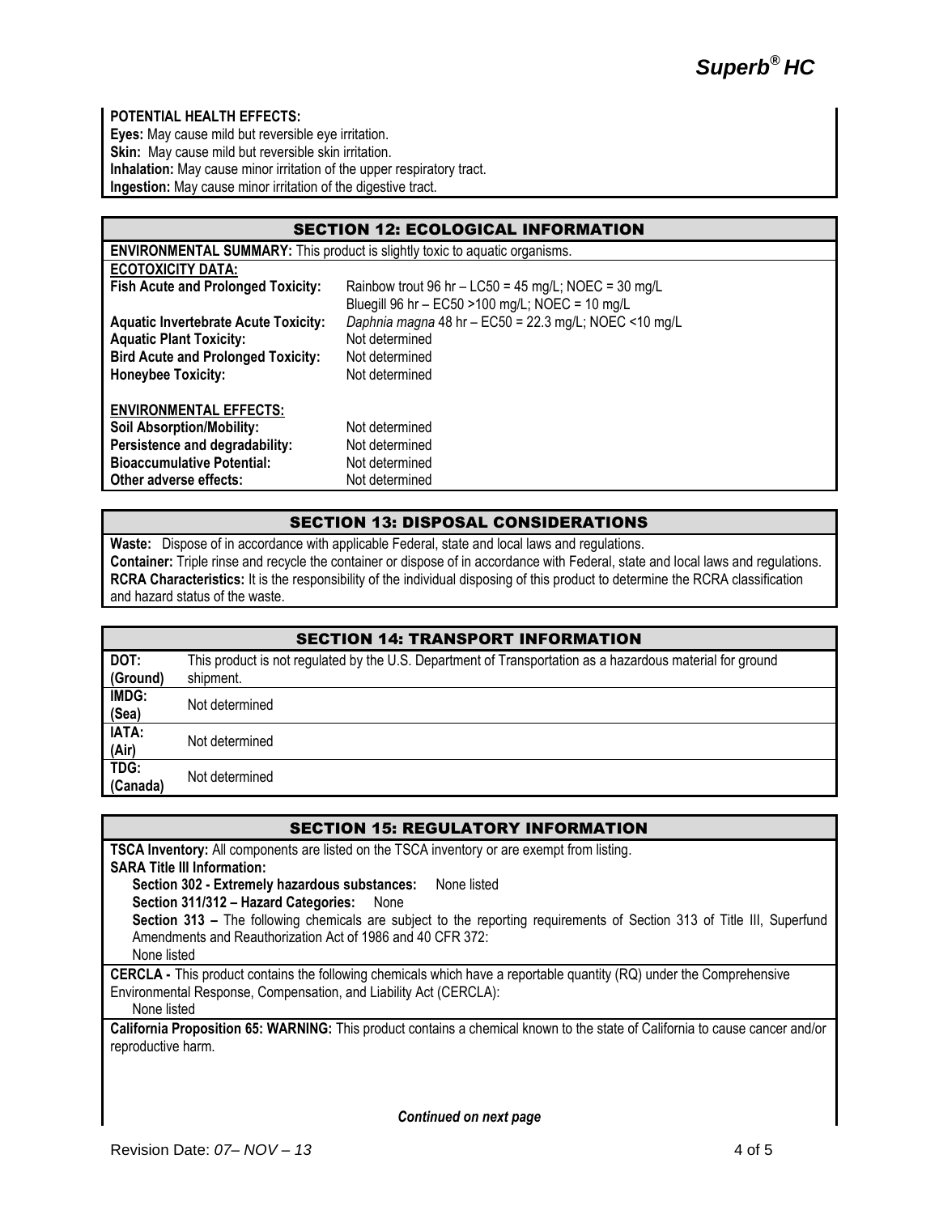**POTENTIAL HEALTH EFFECTS:**

**Eyes:** May cause mild but reversible eye irritation.
**Skin:** May cause mild but reversible skin irritation.
**Inhalation:** May cause minor irritation of the upper respiratory tract.
**Ingestion:** May cause minor irritation of the digestive tract.

## SECTION 12: ECOLOGICAL INFORMATION

**ENVIRONMENTAL SUMMARY:** This product is slightly toxic to aquatic organisms.

**ECOTOXICITY DATA:**

| | |
|---|---|
| **Fish Acute and Prolonged Toxicity:** | Rainbow trout 96 hr – LC50 = 45 mg/L; NOEC = 30 mg/L<br>Bluegill 96 hr – EC50 >100 mg/L; NOEC = 10 mg/L |
| **Aquatic Invertebrate Acute Toxicity:** | *Daphnia magna* 48 hr – EC50 = 22.3 mg/L; NOEC <10 mg/L |
| **Aquatic Plant Toxicity:** | Not determined |
| **Bird Acute and Prolonged Toxicity:** | Not determined |
| **Honeybee Toxicity:** | Not determined |

**ENVIRONMENTAL EFFECTS:**

| | |
|---|---|
| **Soil Absorption/Mobility:** | Not determined |
| **Persistence and degradability:** | Not determined |
| **Bioaccumulative Potential:** | Not determined |
| **Other adverse effects:** | Not determined |

## SECTION 13: DISPOSAL CONSIDERATIONS

**Waste:** Dispose of in accordance with applicable Federal, state and local laws and regulations.
**Container:** Triple rinse and recycle the container or dispose of in accordance with Federal, state and local laws and regulations.
**RCRA Characteristics:** It is the responsibility of the individual disposing of this product to determine the RCRA classification and hazard status of the waste.

## SECTION 14: TRANSPORT INFORMATION

| | |
|---|---|
| **DOT: (Ground)** | This product is not regulated by the U.S. Department of Transportation as a hazardous material for ground shipment. |
| **IMDG: (Sea)** | Not determined |
| **IATA: (Air)** | Not determined |
| **TDG: (Canada)** | Not determined |

## SECTION 15: REGULATORY INFORMATION

**TSCA Inventory:** All components are listed on the TSCA inventory or are exempt from listing.

**SARA Title III Information:**

**Section 302 - Extremely hazardous substances:** None listed

**Section 311/312 – Hazard Categories:** None

**Section 313 –** The following chemicals are subject to the reporting requirements of Section 313 of Title III, Superfund Amendments and Reauthorization Act of 1986 and 40 CFR 372:
None listed

**CERCLA -** This product contains the following chemicals which have a reportable quantity (RQ) under the Comprehensive Environmental Response, Compensation, and Liability Act (CERCLA):
None listed

**California Proposition 65: WARNING:** This product contains a chemical known to the state of California to cause cancer and/or reproductive harm.

***Continued on next page***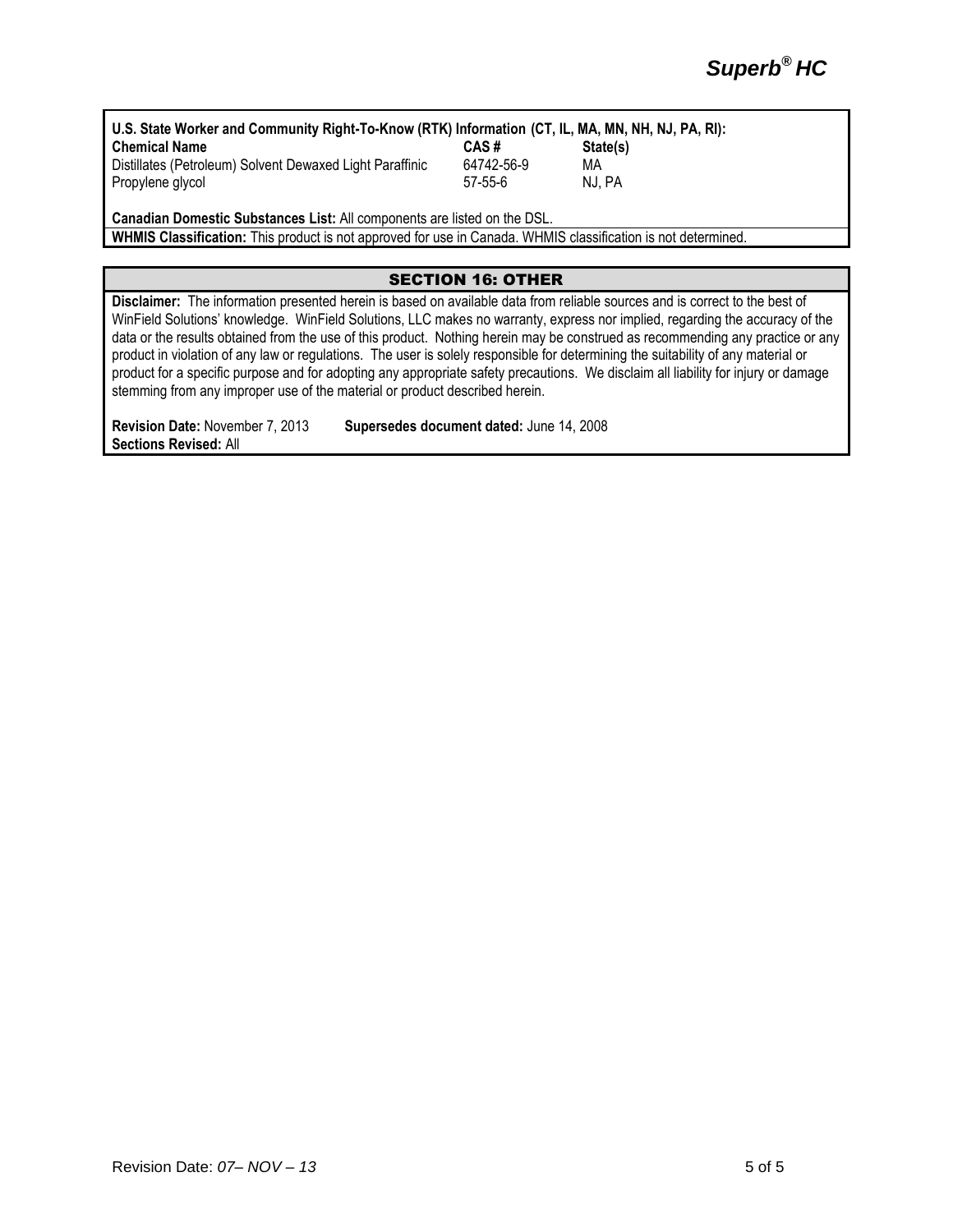**U.S. State Worker and Community Right-To-Know (RTK) Information (CT, IL, MA, MN, NH, NJ, PA, RI):**

| Chemical Name | CAS # | State(s) |
|---|---|---|
| Distillates (Petroleum) Solvent Dewaxed Light Paraffinic | 64742-56-9 | MA |
| Propylene glycol | 57-55-6 | NJ, PA |

**Canadian Domestic Substances List:** All components are listed on the DSL.

**WHMIS Classification:** This product is not approved for use in Canada. WHMIS classification is not determined.

## SECTION 16: OTHER

**Disclaimer:** The information presented herein is based on available data from reliable sources and is correct to the best of WinField Solutions' knowledge. WinField Solutions, LLC makes no warranty, express nor implied, regarding the accuracy of the data or the results obtained from the use of this product. Nothing herein may be construed as recommending any practice or any product in violation of any law or regulations. The user is solely responsible for determining the suitability of any material or product for a specific purpose and for adopting any appropriate safety precautions. We disclaim all liability for injury or damage stemming from any improper use of the material or product described herein.

**Revision Date:** November 7, 2013 **Supersedes document dated:** June 14, 2008

**Sections Revised:** All